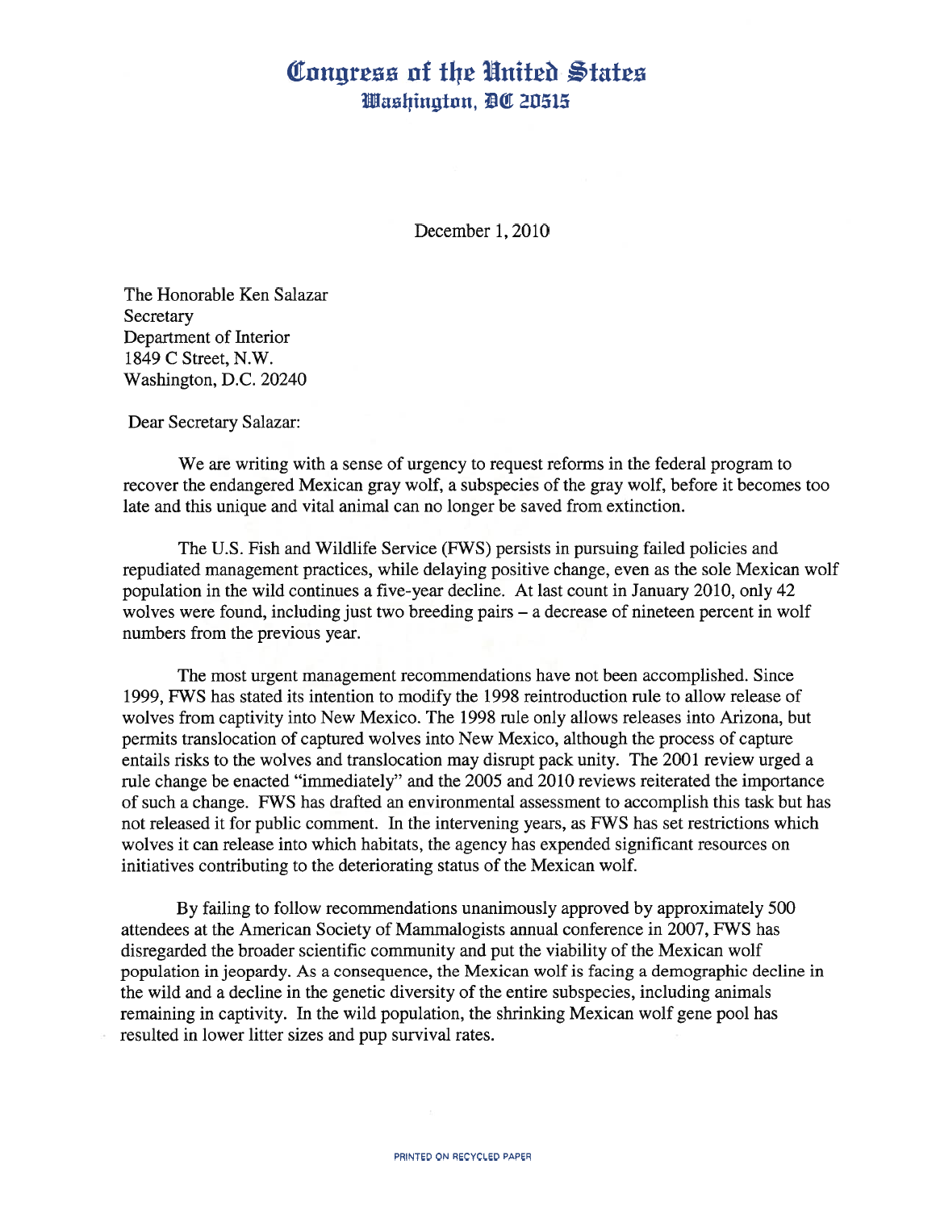# Congress of the United States
## Washington, DC 20515

December 1, 2010

The Honorable Ken Salazar
Secretary
Department of Interior
1849 C Street, N.W.
Washington, D.C. 20240

Dear Secretary Salazar:

We are writing with a sense of urgency to request reforms in the federal program to recover the endangered Mexican gray wolf, a subspecies of the gray wolf, before it becomes too late and this unique and vital animal can no longer be saved from extinction.

The U.S. Fish and Wildlife Service (FWS) persists in pursuing failed policies and repudiated management practices, while delaying positive change, even as the sole Mexican wolf population in the wild continues a five-year decline. At last count in January 2010, only 42 wolves were found, including just two breeding pairs – a decrease of nineteen percent in wolf numbers from the previous year.

The most urgent management recommendations have not been accomplished. Since 1999, FWS has stated its intention to modify the 1998 reintroduction rule to allow release of wolves from captivity into New Mexico. The 1998 rule only allows releases into Arizona, but permits translocation of captured wolves into New Mexico, although the process of capture entails risks to the wolves and translocation may disrupt pack unity. The 2001 review urged a rule change be enacted "immediately" and the 2005 and 2010 reviews reiterated the importance of such a change. FWS has drafted an environmental assessment to accomplish this task but has not released it for public comment. In the intervening years, as FWS has set restrictions which wolves it can release into which habitats, the agency has expended significant resources on initiatives contributing to the deteriorating status of the Mexican wolf.

By failing to follow recommendations unanimously approved by approximately 500 attendees at the American Society of Mammalogists annual conference in 2007, FWS has disregarded the broader scientific community and put the viability of the Mexican wolf population in jeopardy. As a consequence, the Mexican wolf is facing a demographic decline in the wild and a decline in the genetic diversity of the entire subspecies, including animals remaining in captivity. In the wild population, the shrinking Mexican wolf gene pool has resulted in lower litter sizes and pup survival rates.

PRINTED ON RECYCLED PAPER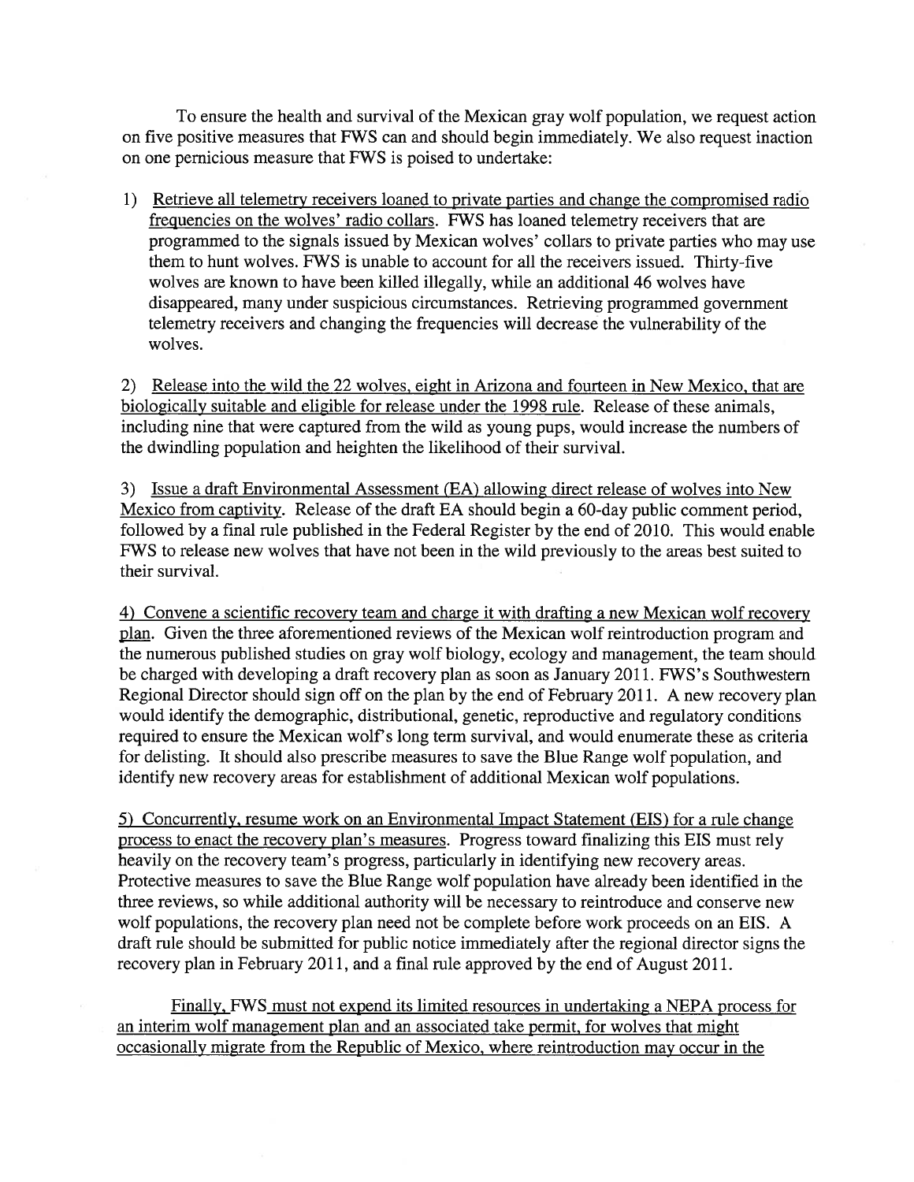To ensure the health and survival of the Mexican gray wolf population, we request action on five positive measures that FWS can and should begin immediately. We also request inaction on one pernicious measure that FWS is poised to undertake:

1) <u>Retrieve all telemetry receivers loaned to private parties and change the compromised radio frequencies on the wolves' radio collars.</u> FWS has loaned telemetry receivers that are programmed to the signals issued by Mexican wolves' collars to private parties who may use them to hunt wolves. FWS is unable to account for all the receivers issued. Thirty-five wolves are known to have been killed illegally, while an additional 46 wolves have disappeared, many under suspicious circumstances. Retrieving programmed government telemetry receivers and changing the frequencies will decrease the vulnerability of the wolves.

2) <u>Release into the wild the 22 wolves, eight in Arizona and fourteen in New Mexico, that are biologically suitable and eligible for release under the 1998 rule.</u> Release of these animals, including nine that were captured from the wild as young pups, would increase the numbers of the dwindling population and heighten the likelihood of their survival.

3) <u>Issue a draft Environmental Assessment (EA) allowing direct release of wolves into New Mexico from captivity.</u> Release of the draft EA should begin a 60-day public comment period, followed by a final rule published in the Federal Register by the end of 2010. This would enable FWS to release new wolves that have not been in the wild previously to the areas best suited to their survival.

4) <u>Convene a scientific recovery team and charge it with drafting a new Mexican wolf recovery plan.</u> Given the three aforementioned reviews of the Mexican wolf reintroduction program and the numerous published studies on gray wolf biology, ecology and management, the team should be charged with developing a draft recovery plan as soon as January 2011. FWS's Southwestern Regional Director should sign off on the plan by the end of February 2011. A new recovery plan would identify the demographic, distributional, genetic, reproductive and regulatory conditions required to ensure the Mexican wolf's long term survival, and would enumerate these as criteria for delisting. It should also prescribe measures to save the Blue Range wolf population, and identify new recovery areas for establishment of additional Mexican wolf populations.

5) <u>Concurrently, resume work on an Environmental Impact Statement (EIS) for a rule change process to enact the recovery plan's measures.</u> Progress toward finalizing this EIS must rely heavily on the recovery team's progress, particularly in identifying new recovery areas. Protective measures to save the Blue Range wolf population have already been identified in the three reviews, so while additional authority will be necessary to reintroduce and conserve new wolf populations, the recovery plan need not be complete before work proceeds on an EIS. A draft rule should be submitted for public notice immediately after the regional director signs the recovery plan in February 2011, and a final rule approved by the end of August 2011.

<u>Finally, FWS must not expend its limited resources in undertaking a NEPA process for an interim wolf management plan and an associated take permit, for wolves that might occasionally migrate from the Republic of Mexico, where reintroduction may occur in the</u>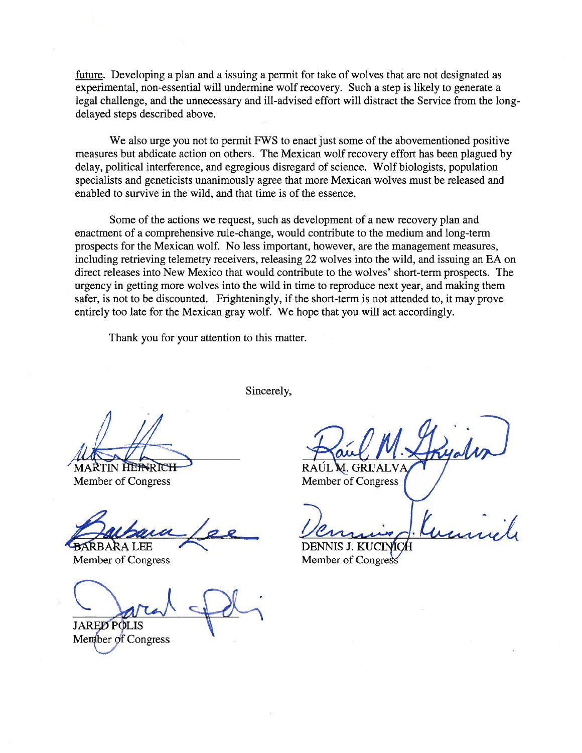future. Developing a plan and a issuing a permit for take of wolves that are not designated as experimental, non-essential will undermine wolf recovery. Such a step is likely to generate a legal challenge, and the unnecessary and ill-advised effort will distract the Service from the long-delayed steps described above.

We also urge you not to permit FWS to enact just some of the abovementioned positive measures but abdicate action on others. The Mexican wolf recovery effort has been plagued by delay, political interference, and egregious disregard of science. Wolf biologists, population specialists and geneticists unanimously agree that more Mexican wolves must be released and enabled to survive in the wild, and that time is of the essence.

Some of the actions we request, such as development of a new recovery plan and enactment of a comprehensive rule-change, would contribute to the medium and long-term prospects for the Mexican wolf. No less important, however, are the management measures, including retrieving telemetry receivers, releasing 22 wolves into the wild, and issuing an EA on direct releases into New Mexico that would contribute to the wolves' short-term prospects. The urgency in getting more wolves into the wild in time to reproduce next year, and making them safer, is not to be discounted. Frighteningly, if the short-term is not attended to, it may prove entirely too late for the Mexican gray wolf. We hope that you will act accordingly.

Thank you for your attention to this matter.

Sincerely,

MARTIN HEINRICH
Member of Congress

RAÚL M. GRIJALVA
Member of Congress

BARBARA LEE
Member of Congress

DENNIS J. KUCINICH
Member of Congress

JARED POLIS
Member of Congress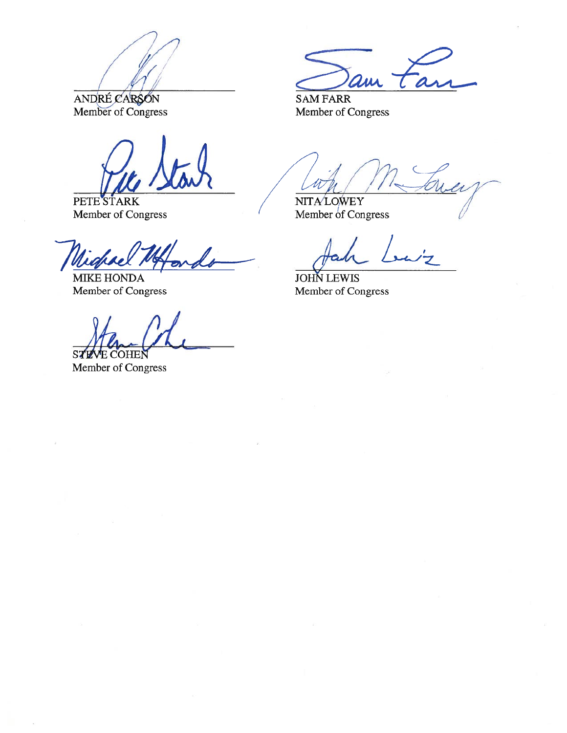ANDRÉ CARSON
Member of Congress

SAM FARR
Member of Congress

PETE STARK
Member of Congress

NITA LOWEY
Member of Congress

MIKE HONDA
Member of Congress

JOHN LEWIS
Member of Congress

STEVE COHEN
Member of Congress